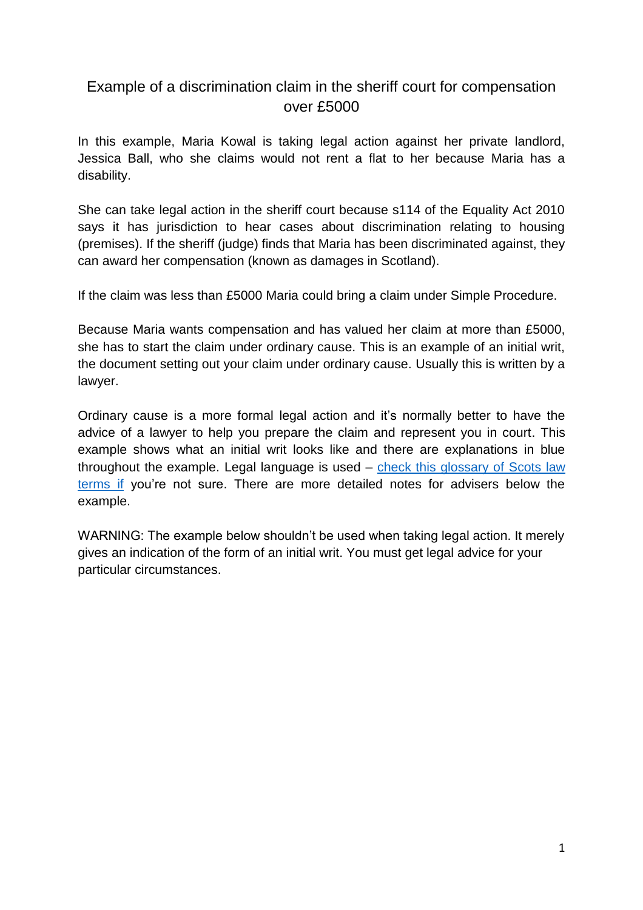# Example of a discrimination claim in the sheriff court for compensation over £5000

In this example, Maria Kowal is taking legal action against her private landlord, Jessica Ball, who she claims would not rent a flat to her because Maria has a disability.

She can take legal action in the sheriff court because s114 of the Equality Act 2010 says it has jurisdiction to hear cases about discrimination relating to housing (premises). If the sheriff (judge) finds that Maria has been discriminated against, they can award her compensation (known as damages in Scotland).

If the claim was less than £5000 Maria could bring a claim under Simple Procedure.

Because Maria wants compensation and has valued her claim at more than £5000, she has to start the claim under ordinary cause. This is an example of an initial writ, the document setting out your claim under ordinary cause. Usually this is written by a lawyer.

Ordinary cause is a more formal legal action and it's normally better to have the advice of a lawyer to help you prepare the claim and represent you in court. This example shows what an initial writ looks like and there are explanations in blue throughout the example. Legal language is used – check this glossary of Scots law terms if you're not sure. There are more detailed notes for advisers below the example.

WARNING: The example below shouldn't be used when taking legal action. It merely gives an indication of the form of an initial writ. You must get legal advice for your particular circumstances.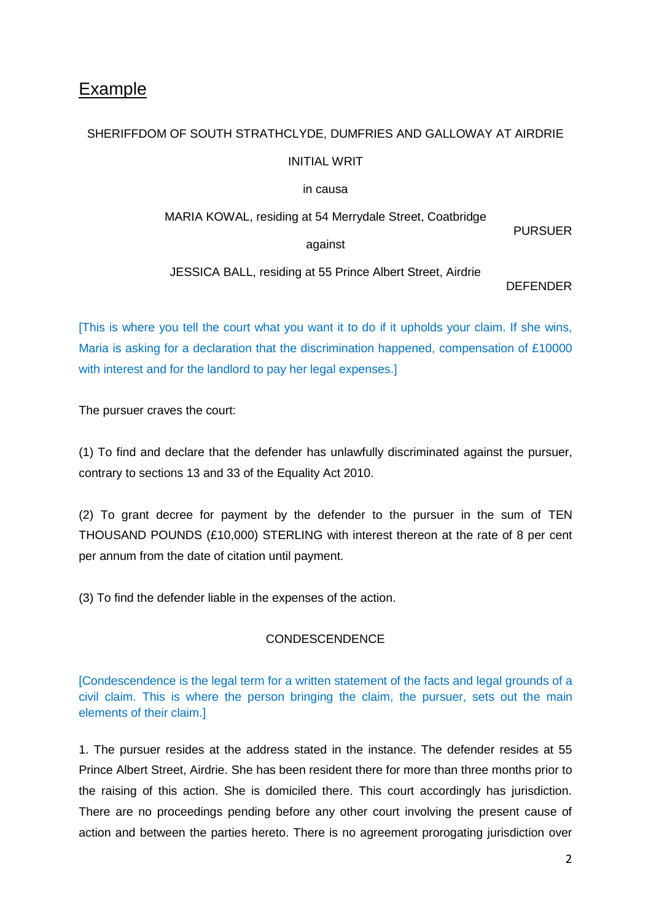## Example

SHERIFFDOM OF SOUTH STRATHCLYDE, DUMFRIES AND GALLOWAY AT AIRDRIE

INITIAL WRIT

in causa

MARIA KOWAL, residing at 54 Merrydale Street, Coatbridge

PURSUER

against

JESSICA BALL, residing at 55 Prince Albert Street, Airdrie

DEFENDER

[This is where you tell the court what you want it to do if it upholds your claim. If she wins, Maria is asking for a declaration that the discrimination happened, compensation of £10000 with interest and for the landlord to pay her legal expenses.]

The pursuer craves the court:

(1) To find and declare that the defender has unlawfully discriminated against the pursuer, contrary to sections 13 and 33 of the Equality Act 2010.

(2) To grant decree for payment by the defender to the pursuer in the sum of TEN THOUSAND POUNDS (£10,000) STERLING with interest thereon at the rate of 8 per cent per annum from the date of citation until payment.

(3) To find the defender liable in the expenses of the action.

CONDESCENDENCE

[Condescendence is the legal term for a written statement of the facts and legal grounds of a civil claim. This is where the person bringing the claim, the pursuer, sets out the main elements of their claim.]

1. The pursuer resides at the address stated in the instance. The defender resides at 55 Prince Albert Street, Airdrie. She has been resident there for more than three months prior to the raising of this action. She is domiciled there. This court accordingly has jurisdiction. There are no proceedings pending before any other court involving the present cause of action and between the parties hereto. There is no agreement prorogating jurisdiction over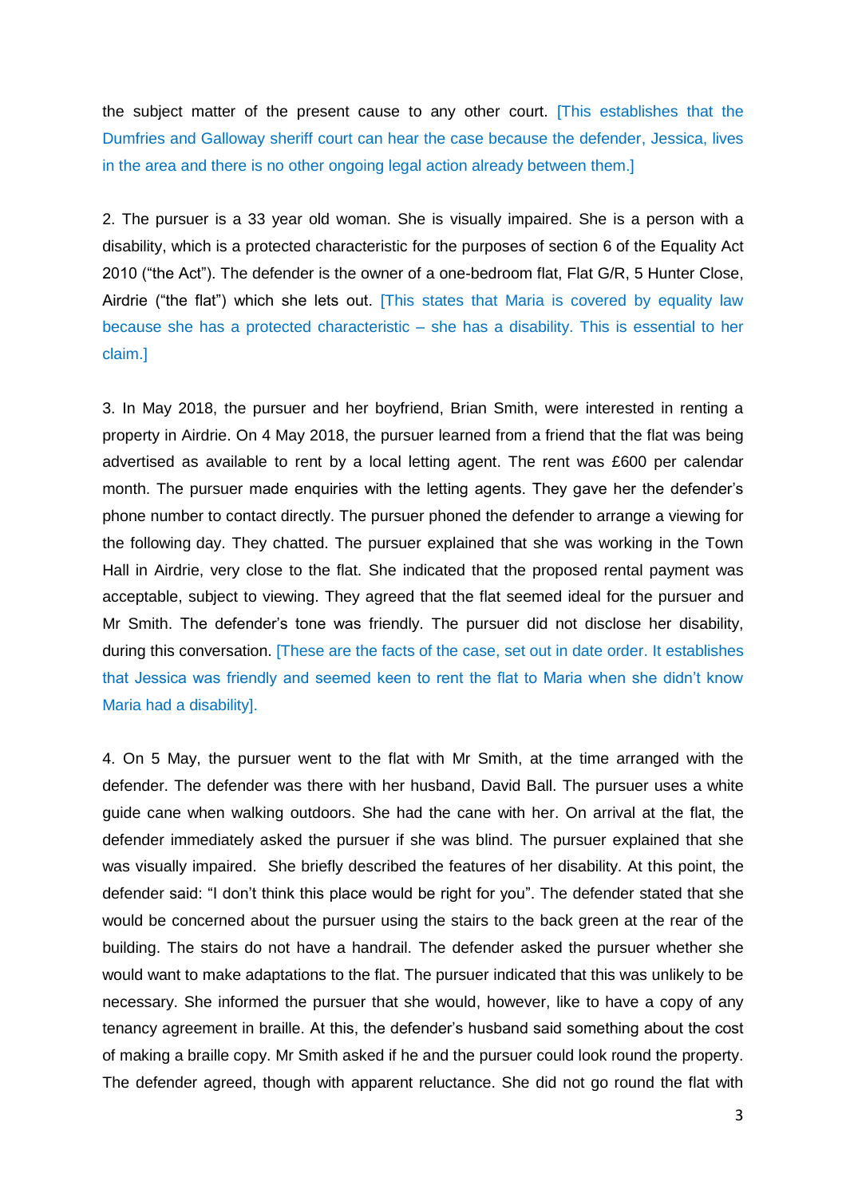the subject matter of the present cause to any other court. [This establishes that the Dumfries and Galloway sheriff court can hear the case because the defender, Jessica, lives in the area and there is no other ongoing legal action already between them.]

2. The pursuer is a 33 year old woman. She is visually impaired. She is a person with a disability, which is a protected characteristic for the purposes of section 6 of the Equality Act 2010 ("the Act"). The defender is the owner of a one-bedroom flat, Flat G/R, 5 Hunter Close, Airdrie ("the flat") which she lets out. [This states that Maria is covered by equality law because she has a protected characteristic – she has a disability. This is essential to her claim.]

3. In May 2018, the pursuer and her boyfriend, Brian Smith, were interested in renting a property in Airdrie. On 4 May 2018, the pursuer learned from a friend that the flat was being advertised as available to rent by a local letting agent. The rent was £600 per calendar month. The pursuer made enquiries with the letting agents. They gave her the defender's phone number to contact directly. The pursuer phoned the defender to arrange a viewing for the following day. They chatted. The pursuer explained that she was working in the Town Hall in Airdrie, very close to the flat. She indicated that the proposed rental payment was acceptable, subject to viewing. They agreed that the flat seemed ideal for the pursuer and Mr Smith. The defender's tone was friendly. The pursuer did not disclose her disability, during this conversation. [These are the facts of the case, set out in date order. It establishes that Jessica was friendly and seemed keen to rent the flat to Maria when she didn't know Maria had a disability].

4. On 5 May, the pursuer went to the flat with Mr Smith, at the time arranged with the defender. The defender was there with her husband, David Ball. The pursuer uses a white guide cane when walking outdoors. She had the cane with her. On arrival at the flat, the defender immediately asked the pursuer if she was blind. The pursuer explained that she was visually impaired. She briefly described the features of her disability. At this point, the defender said: "I don't think this place would be right for you". The defender stated that she would be concerned about the pursuer using the stairs to the back green at the rear of the building. The stairs do not have a handrail. The defender asked the pursuer whether she would want to make adaptations to the flat. The pursuer indicated that this was unlikely to be necessary. She informed the pursuer that she would, however, like to have a copy of any tenancy agreement in braille. At this, the defender's husband said something about the cost of making a braille copy. Mr Smith asked if he and the pursuer could look round the property. The defender agreed, though with apparent reluctance. She did not go round the flat with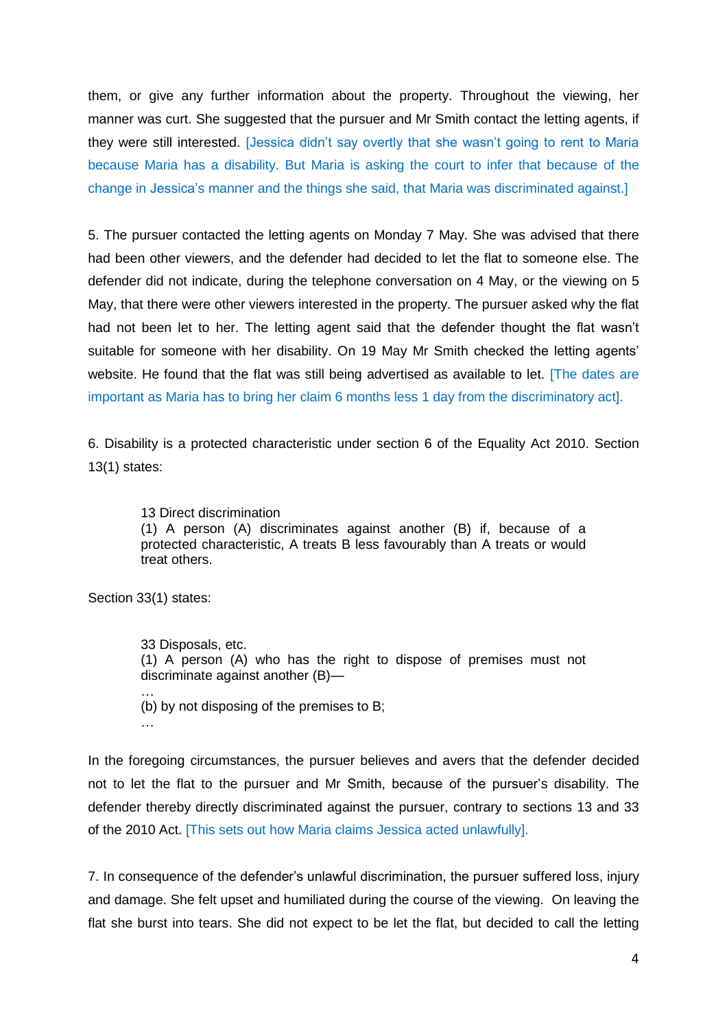them, or give any further information about the property. Throughout the viewing, her manner was curt. She suggested that the pursuer and Mr Smith contact the letting agents, if they were still interested. [Jessica didn't say overtly that she wasn't going to rent to Maria because Maria has a disability. But Maria is asking the court to infer that because of the change in Jessica's manner and the things she said, that Maria was discriminated against.]

5. The pursuer contacted the letting agents on Monday 7 May. She was advised that there had been other viewers, and the defender had decided to let the flat to someone else. The defender did not indicate, during the telephone conversation on 4 May, or the viewing on 5 May, that there were other viewers interested in the property. The pursuer asked why the flat had not been let to her. The letting agent said that the defender thought the flat wasn't suitable for someone with her disability. On 19 May Mr Smith checked the letting agents' website. He found that the flat was still being advertised as available to let. [The dates are important as Maria has to bring her claim 6 months less 1 day from the discriminatory act].

6. Disability is a protected characteristic under section 6 of the Equality Act 2010. Section 13(1) states:

> 13 Direct discrimination
> (1) A person (A) discriminates against another (B) if, because of a protected characteristic, A treats B less favourably than A treats or would treat others.

Section 33(1) states:

> 33 Disposals, etc.
> (1) A person (A) who has the right to dispose of premises must not discriminate against another (B)—
> …
> (b) by not disposing of the premises to B;
> …

In the foregoing circumstances, the pursuer believes and avers that the defender decided not to let the flat to the pursuer and Mr Smith, because of the pursuer's disability. The defender thereby directly discriminated against the pursuer, contrary to sections 13 and 33 of the 2010 Act. [This sets out how Maria claims Jessica acted unlawfully].

7. In consequence of the defender's unlawful discrimination, the pursuer suffered loss, injury and damage. She felt upset and humiliated during the course of the viewing. On leaving the flat she burst into tears. She did not expect to be let the flat, but decided to call the letting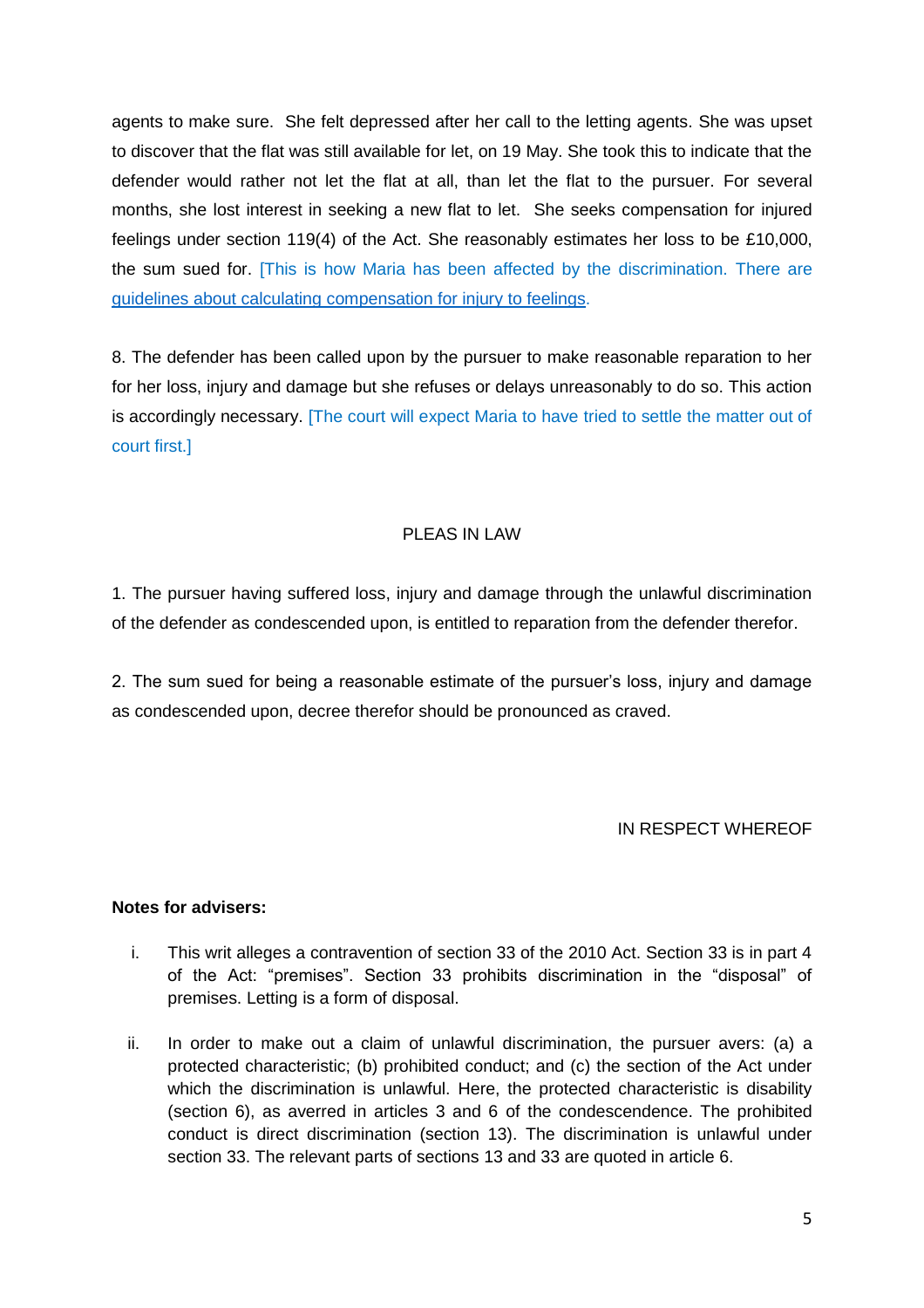agents to make sure. She felt depressed after her call to the letting agents. She was upset to discover that the flat was still available for let, on 19 May. She took this to indicate that the defender would rather not let the flat at all, than let the flat to the pursuer. For several months, she lost interest in seeking a new flat to let. She seeks compensation for injured feelings under section 119(4) of the Act. She reasonably estimates her loss to be £10,000, the sum sued for. [This is how Maria has been affected by the discrimination. There are guidelines about calculating compensation for injury to feelings.

8. The defender has been called upon by the pursuer to make reasonable reparation to her for her loss, injury and damage but she refuses or delays unreasonably to do so. This action is accordingly necessary. [The court will expect Maria to have tried to settle the matter out of court first.]

PLEAS IN LAW

1. The pursuer having suffered loss, injury and damage through the unlawful discrimination of the defender as condescended upon, is entitled to reparation from the defender therefor.

2. The sum sued for being a reasonable estimate of the pursuer's loss, injury and damage as condescended upon, decree therefor should be pronounced as craved.

IN RESPECT WHEREOF

**Notes for advisers:**

i. This writ alleges a contravention of section 33 of the 2010 Act. Section 33 is in part 4 of the Act: "premises". Section 33 prohibits discrimination in the "disposal" of premises. Letting is a form of disposal.

ii. In order to make out a claim of unlawful discrimination, the pursuer avers: (a) a protected characteristic; (b) prohibited conduct; and (c) the section of the Act under which the discrimination is unlawful. Here, the protected characteristic is disability (section 6), as averred in articles 3 and 6 of the condescendence. The prohibited conduct is direct discrimination (section 13). The discrimination is unlawful under section 33. The relevant parts of sections 13 and 33 are quoted in article 6.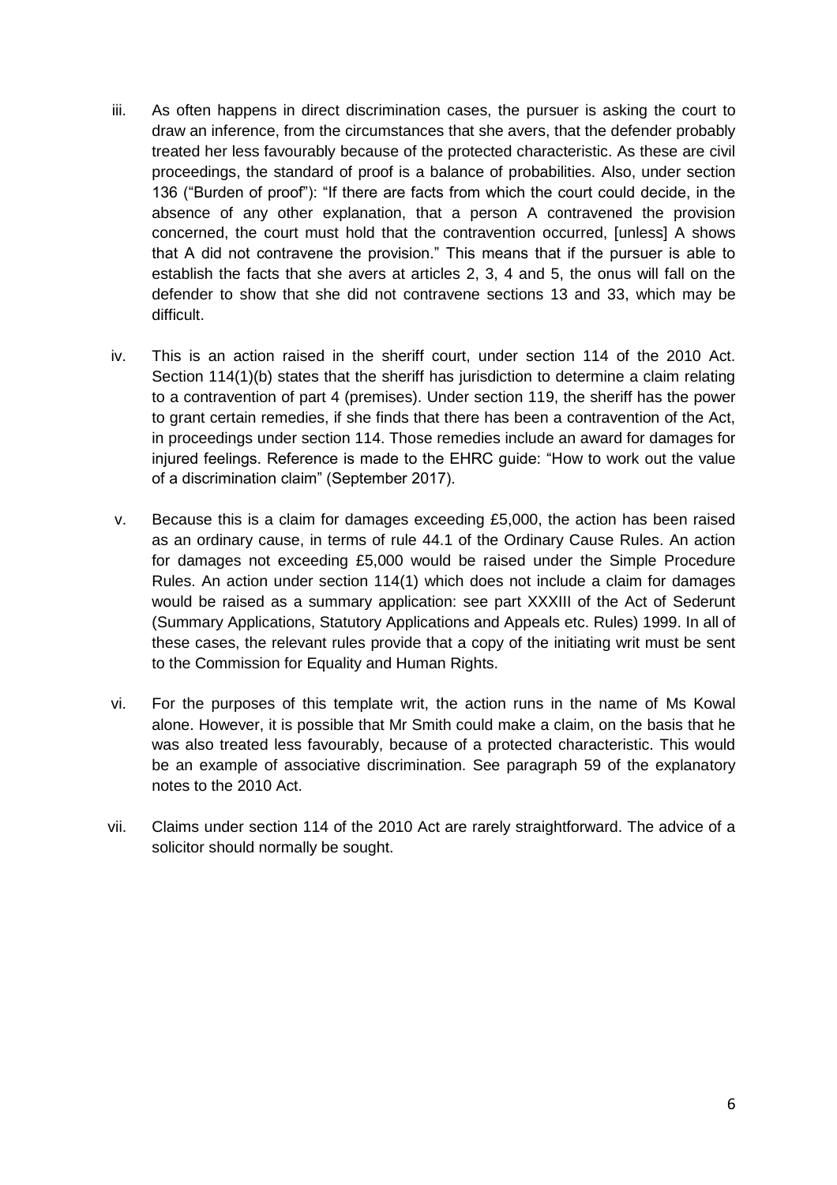iii. As often happens in direct discrimination cases, the pursuer is asking the court to draw an inference, from the circumstances that she avers, that the defender probably treated her less favourably because of the protected characteristic. As these are civil proceedings, the standard of proof is a balance of probabilities. Also, under section 136 ("Burden of proof"): "If there are facts from which the court could decide, in the absence of any other explanation, that a person A contravened the provision concerned, the court must hold that the contravention occurred, [unless] A shows that A did not contravene the provision." This means that if the pursuer is able to establish the facts that she avers at articles 2, 3, 4 and 5, the onus will fall on the defender to show that she did not contravene sections 13 and 33, which may be difficult.

iv. This is an action raised in the sheriff court, under section 114 of the 2010 Act. Section 114(1)(b) states that the sheriff has jurisdiction to determine a claim relating to a contravention of part 4 (premises). Under section 119, the sheriff has the power to grant certain remedies, if she finds that there has been a contravention of the Act, in proceedings under section 114. Those remedies include an award for damages for injured feelings. Reference is made to the EHRC guide: "How to work out the value of a discrimination claim" (September 2017).

v. Because this is a claim for damages exceeding £5,000, the action has been raised as an ordinary cause, in terms of rule 44.1 of the Ordinary Cause Rules. An action for damages not exceeding £5,000 would be raised under the Simple Procedure Rules. An action under section 114(1) which does not include a claim for damages would be raised as a summary application: see part XXXIII of the Act of Sederunt (Summary Applications, Statutory Applications and Appeals etc. Rules) 1999. In all of these cases, the relevant rules provide that a copy of the initiating writ must be sent to the Commission for Equality and Human Rights.

vi. For the purposes of this template writ, the action runs in the name of Ms Kowal alone. However, it is possible that Mr Smith could make a claim, on the basis that he was also treated less favourably, because of a protected characteristic. This would be an example of associative discrimination. See paragraph 59 of the explanatory notes to the 2010 Act.

vii. Claims under section 114 of the 2010 Act are rarely straightforward. The advice of a solicitor should normally be sought.